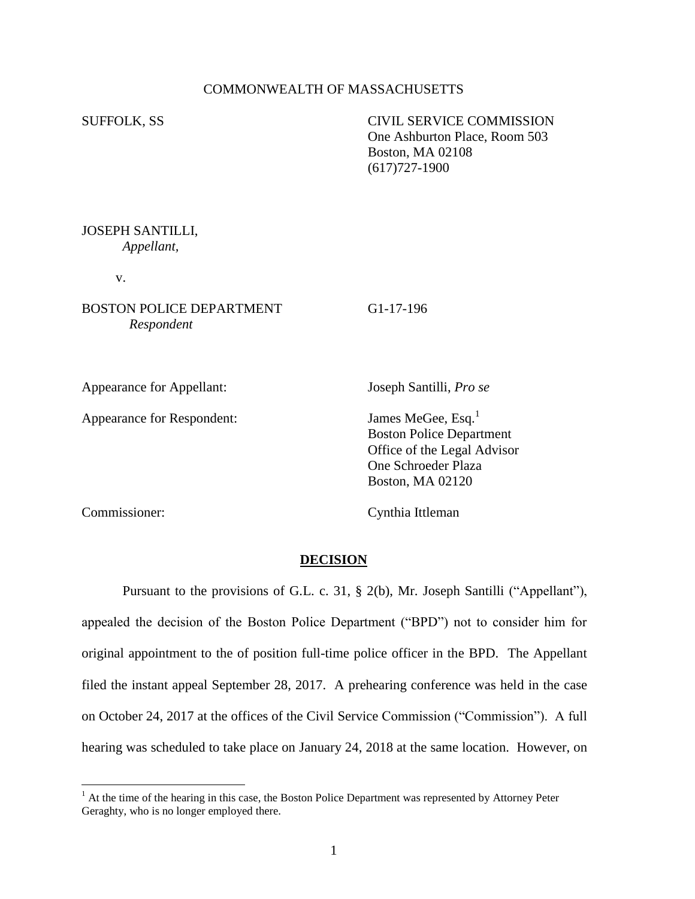COMMONWEALTH OF MASSACHUSETTS

SUFFOLK, SS

CIVIL SERVICE COMMISSION
One Ashburton Place, Room 503
Boston, MA 02108
(617)727-1900

JOSEPH SANTILLI,
*Appellant,*

v.

BOSTON POLICE DEPARTMENT
*Respondent*

G1-17-196

Appearance for Appellant: Joseph Santilli, *Pro se*

Appearance for Respondent: James MeGee, Esq.[1]
Boston Police Department
Office of the Legal Advisor
One Schroeder Plaza
Boston, MA 02120

Commissioner: Cynthia Ittleman

## DECISION

Pursuant to the provisions of G.L. c. 31, § 2(b), Mr. Joseph Santilli ("Appellant"), appealed the decision of the Boston Police Department ("BPD") not to consider him for original appointment to the of position full-time police officer in the BPD. The Appellant filed the instant appeal September 28, 2017. A prehearing conference was held in the case on October 24, 2017 at the offices of the Civil Service Commission ("Commission"). A full hearing was scheduled to take place on January 24, 2018 at the same location. However, on

---

[1] At the time of the hearing in this case, the Boston Police Department was represented by Attorney Peter Geraghty, who is no longer employed there.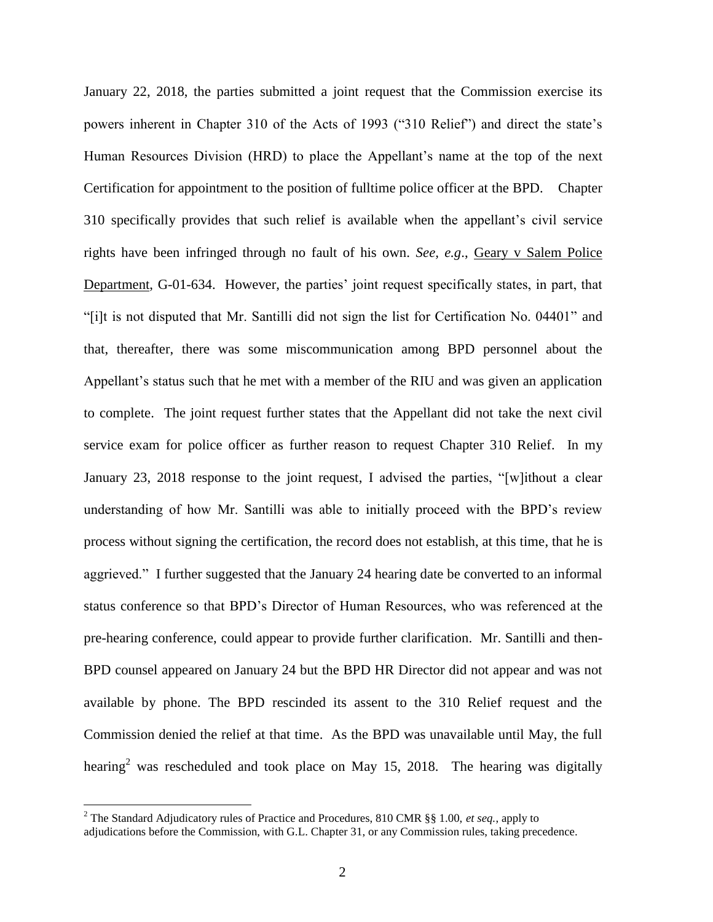January 22, 2018, the parties submitted a joint request that the Commission exercise its powers inherent in Chapter 310 of the Acts of 1993 ("310 Relief") and direct the state's Human Resources Division (HRD) to place the Appellant's name at the top of the next Certification for appointment to the position of fulltime police officer at the BPD. Chapter 310 specifically provides that such relief is available when the appellant's civil service rights have been infringed through no fault of his own. *See, e.g*., Geary v Salem Police Department, G-01-634. However, the parties' joint request specifically states, in part, that "[i]t is not disputed that Mr. Santilli did not sign the list for Certification No. 04401" and that, thereafter, there was some miscommunication among BPD personnel about the Appellant's status such that he met with a member of the RIU and was given an application to complete. The joint request further states that the Appellant did not take the next civil service exam for police officer as further reason to request Chapter 310 Relief. In my January 23, 2018 response to the joint request, I advised the parties, "[w]ithout a clear understanding of how Mr. Santilli was able to initially proceed with the BPD's review process without signing the certification, the record does not establish, at this time, that he is aggrieved." I further suggested that the January 24 hearing date be converted to an informal status conference so that BPD's Director of Human Resources, who was referenced at the pre-hearing conference, could appear to provide further clarification. Mr. Santilli and then-BPD counsel appeared on January 24 but the BPD HR Director did not appear and was not available by phone. The BPD rescinded its assent to the 310 Relief request and the Commission denied the relief at that time. As the BPD was unavailable until May, the full hearing[2] was rescheduled and took place on May 15, 2018. The hearing was digitally

[2] The Standard Adjudicatory rules of Practice and Procedures, 810 CMR §§ 1.00, *et seq.*, apply to adjudications before the Commission, with G.L. Chapter 31, or any Commission rules, taking precedence.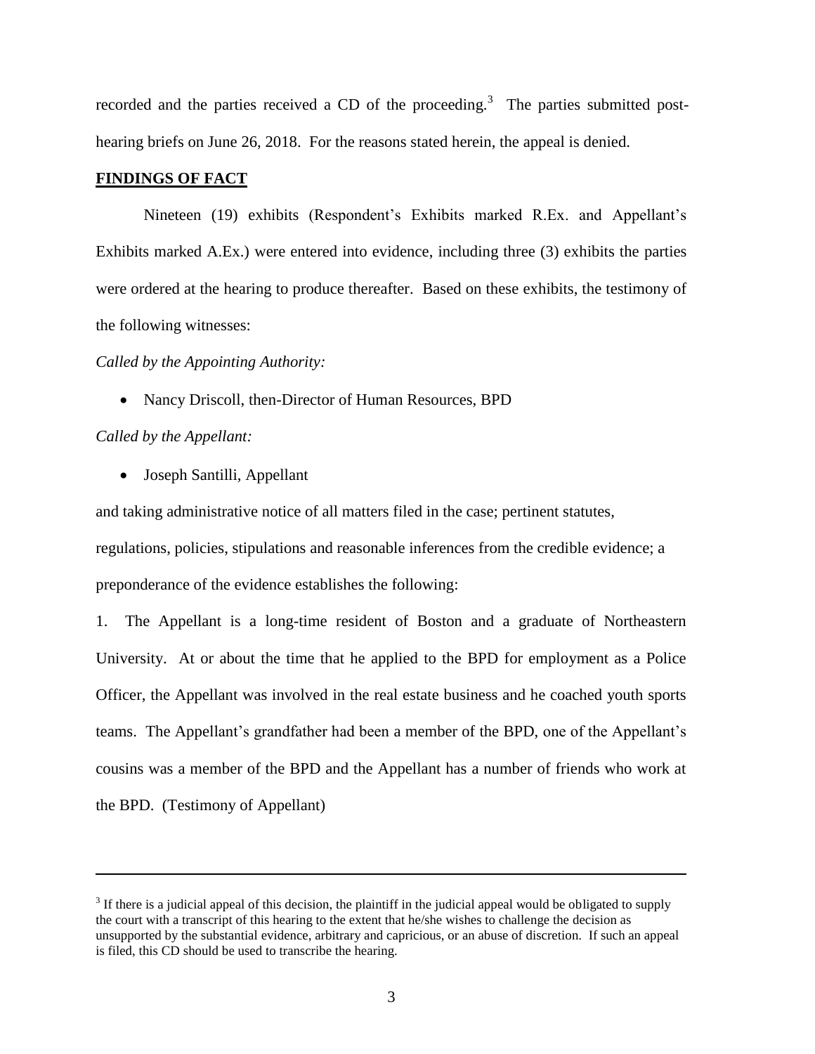recorded and the parties received a CD of the proceeding.[3] The parties submitted post-hearing briefs on June 26, 2018. For the reasons stated herein, the appeal is denied.

**FINDINGS OF FACT**

Nineteen (19) exhibits (Respondent's Exhibits marked R.Ex. and Appellant's Exhibits marked A.Ex.) were entered into evidence, including three (3) exhibits the parties were ordered at the hearing to produce thereafter. Based on these exhibits, the testimony of the following witnesses:

*Called by the Appointing Authority:*

- Nancy Driscoll, then-Director of Human Resources, BPD

*Called by the Appellant:*

- Joseph Santilli, Appellant

and taking administrative notice of all matters filed in the case; pertinent statutes, regulations, policies, stipulations and reasonable inferences from the credible evidence; a preponderance of the evidence establishes the following:

1. The Appellant is a long-time resident of Boston and a graduate of Northeastern University. At or about the time that he applied to the BPD for employment as a Police Officer, the Appellant was involved in the real estate business and he coached youth sports teams. The Appellant's grandfather had been a member of the BPD, one of the Appellant's cousins was a member of the BPD and the Appellant has a number of friends who work at the BPD. (Testimony of Appellant)

---

[3] If there is a judicial appeal of this decision, the plaintiff in the judicial appeal would be obligated to supply the court with a transcript of this hearing to the extent that he/she wishes to challenge the decision as unsupported by the substantial evidence, arbitrary and capricious, or an abuse of discretion. If such an appeal is filed, this CD should be used to transcribe the hearing.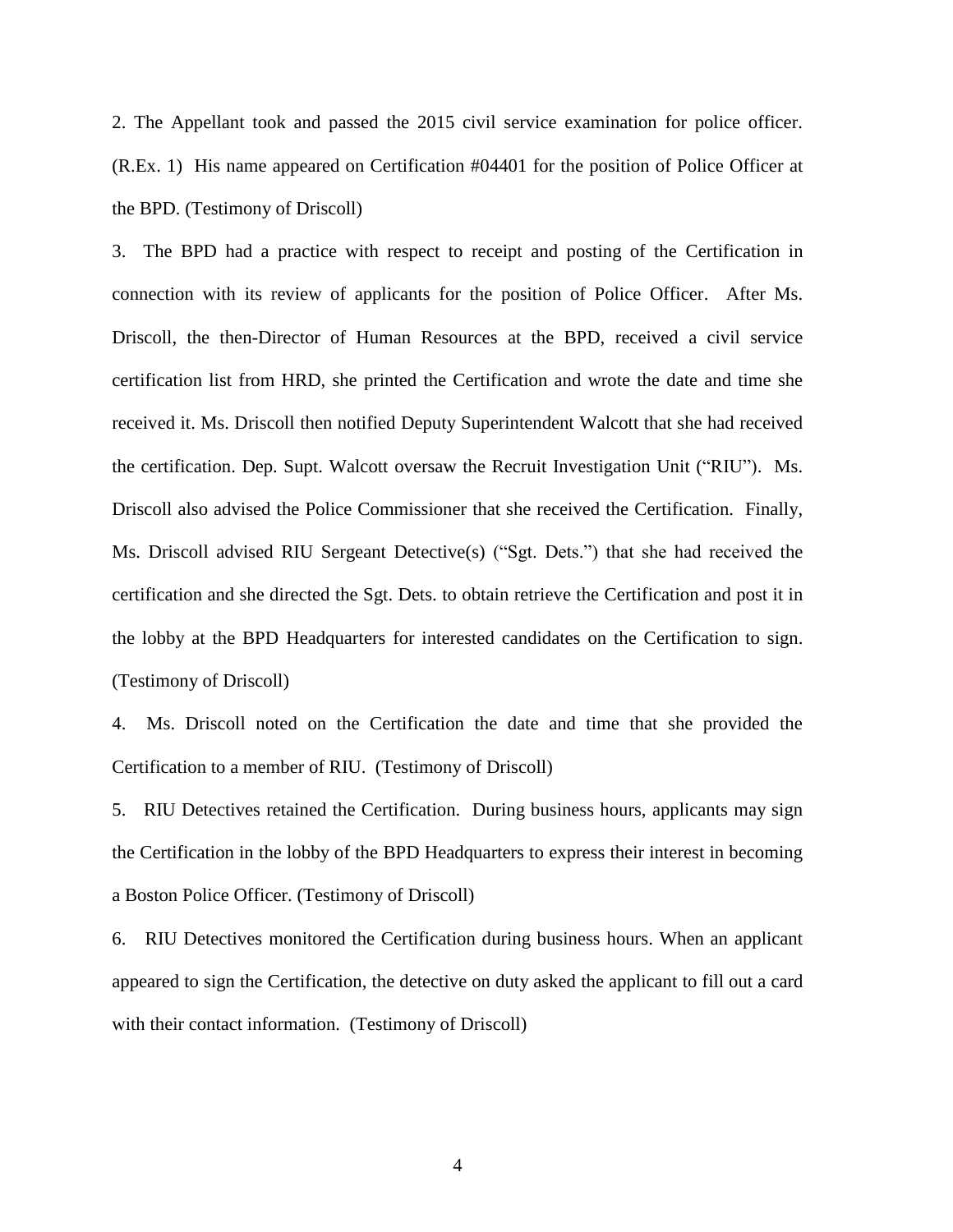2. The Appellant took and passed the 2015 civil service examination for police officer. (R.Ex. 1) His name appeared on Certification #04401 for the position of Police Officer at the BPD. (Testimony of Driscoll)

3. The BPD had a practice with respect to receipt and posting of the Certification in connection with its review of applicants for the position of Police Officer. After Ms. Driscoll, the then-Director of Human Resources at the BPD, received a civil service certification list from HRD, she printed the Certification and wrote the date and time she received it. Ms. Driscoll then notified Deputy Superintendent Walcott that she had received the certification. Dep. Supt. Walcott oversaw the Recruit Investigation Unit ("RIU"). Ms. Driscoll also advised the Police Commissioner that she received the Certification. Finally, Ms. Driscoll advised RIU Sergeant Detective(s) ("Sgt. Dets.") that she had received the certification and she directed the Sgt. Dets. to obtain retrieve the Certification and post it in the lobby at the BPD Headquarters for interested candidates on the Certification to sign. (Testimony of Driscoll)

4. Ms. Driscoll noted on the Certification the date and time that she provided the Certification to a member of RIU. (Testimony of Driscoll)

5. RIU Detectives retained the Certification. During business hours, applicants may sign the Certification in the lobby of the BPD Headquarters to express their interest in becoming a Boston Police Officer. (Testimony of Driscoll)

6. RIU Detectives monitored the Certification during business hours. When an applicant appeared to sign the Certification, the detective on duty asked the applicant to fill out a card with their contact information. (Testimony of Driscoll)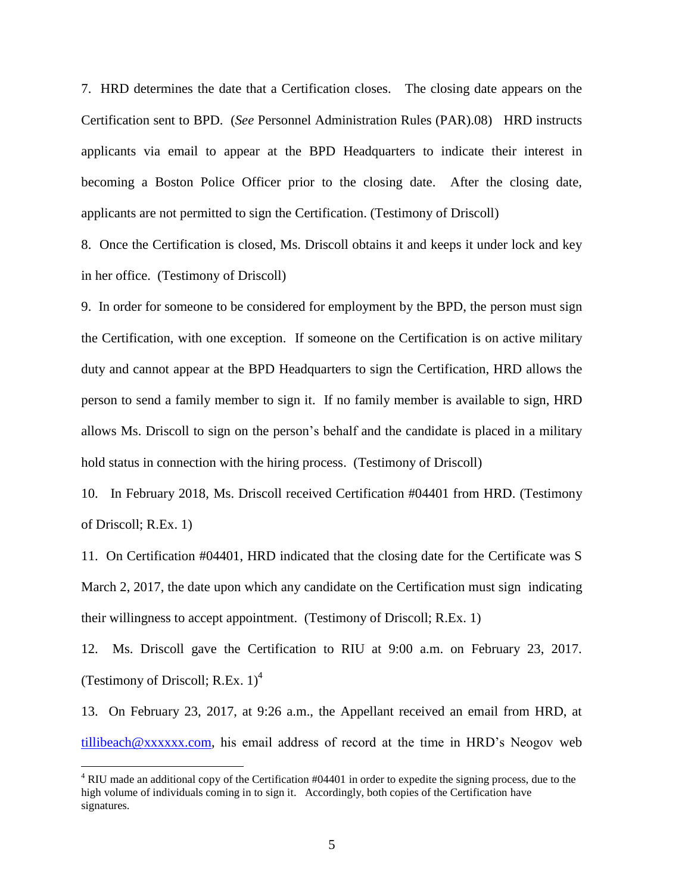7. HRD determines the date that a Certification closes. The closing date appears on the Certification sent to BPD. (*See* Personnel Administration Rules (PAR).08) HRD instructs applicants via email to appear at the BPD Headquarters to indicate their interest in becoming a Boston Police Officer prior to the closing date. After the closing date, applicants are not permitted to sign the Certification. (Testimony of Driscoll)

8. Once the Certification is closed, Ms. Driscoll obtains it and keeps it under lock and key in her office. (Testimony of Driscoll)

9. In order for someone to be considered for employment by the BPD, the person must sign the Certification, with one exception. If someone on the Certification is on active military duty and cannot appear at the BPD Headquarters to sign the Certification, HRD allows the person to send a family member to sign it. If no family member is available to sign, HRD allows Ms. Driscoll to sign on the person's behalf and the candidate is placed in a military hold status in connection with the hiring process. (Testimony of Driscoll)

10. In February 2018, Ms. Driscoll received Certification #04401 from HRD. (Testimony of Driscoll; R.Ex. 1)

11. On Certification #04401, HRD indicated that the closing date for the Certificate was S March 2, 2017, the date upon which any candidate on the Certification must sign indicating their willingness to accept appointment. (Testimony of Driscoll; R.Ex. 1)

12. Ms. Driscoll gave the Certification to RIU at 9:00 a.m. on February 23, 2017. (Testimony of Driscoll; R.Ex. 1)[4]

13. On February 23, 2017, at 9:26 a.m., the Appellant received an email from HRD, at tillibeach@xxxxxx.com, his email address of record at the time in HRD's Neogov web

[4] RIU made an additional copy of the Certification #04401 in order to expedite the signing process, due to the high volume of individuals coming in to sign it. Accordingly, both copies of the Certification have signatures.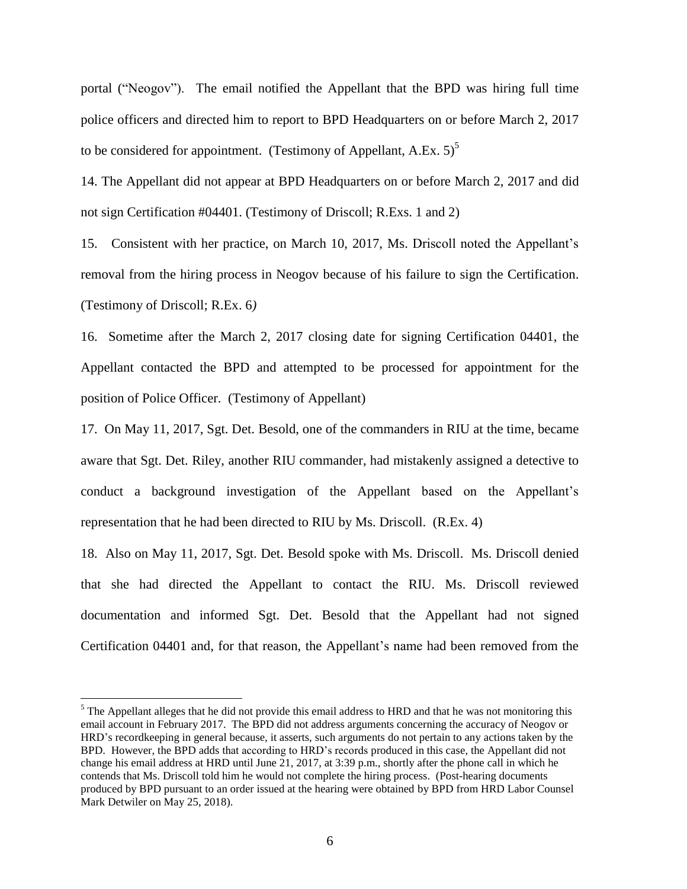portal ("Neogov"). The email notified the Appellant that the BPD was hiring full time police officers and directed him to report to BPD Headquarters on or before March 2, 2017 to be considered for appointment. (Testimony of Appellant, A.Ex. 5)[5]

14. The Appellant did not appear at BPD Headquarters on or before March 2, 2017 and did not sign Certification #04401. (Testimony of Driscoll; R.Exs. 1 and 2)

15. Consistent with her practice, on March 10, 2017, Ms. Driscoll noted the Appellant's removal from the hiring process in Neogov because of his failure to sign the Certification. (Testimony of Driscoll; R.Ex. 6*)*

16. Sometime after the March 2, 2017 closing date for signing Certification 04401, the Appellant contacted the BPD and attempted to be processed for appointment for the position of Police Officer. (Testimony of Appellant)

17. On May 11, 2017, Sgt. Det. Besold, one of the commanders in RIU at the time, became aware that Sgt. Det. Riley, another RIU commander, had mistakenly assigned a detective to conduct a background investigation of the Appellant based on the Appellant's representation that he had been directed to RIU by Ms. Driscoll. (R.Ex. 4)

18. Also on May 11, 2017, Sgt. Det. Besold spoke with Ms. Driscoll. Ms. Driscoll denied that she had directed the Appellant to contact the RIU. Ms. Driscoll reviewed documentation and informed Sgt. Det. Besold that the Appellant had not signed Certification 04401 and, for that reason, the Appellant's name had been removed from the

[5] The Appellant alleges that he did not provide this email address to HRD and that he was not monitoring this email account in February 2017. The BPD did not address arguments concerning the accuracy of Neogov or HRD's recordkeeping in general because, it asserts, such arguments do not pertain to any actions taken by the BPD. However, the BPD adds that according to HRD's records produced in this case, the Appellant did not change his email address at HRD until June 21, 2017, at 3:39 p.m., shortly after the phone call in which he contends that Ms. Driscoll told him he would not complete the hiring process. (Post-hearing documents produced by BPD pursuant to an order issued at the hearing were obtained by BPD from HRD Labor Counsel Mark Detwiler on May 25, 2018).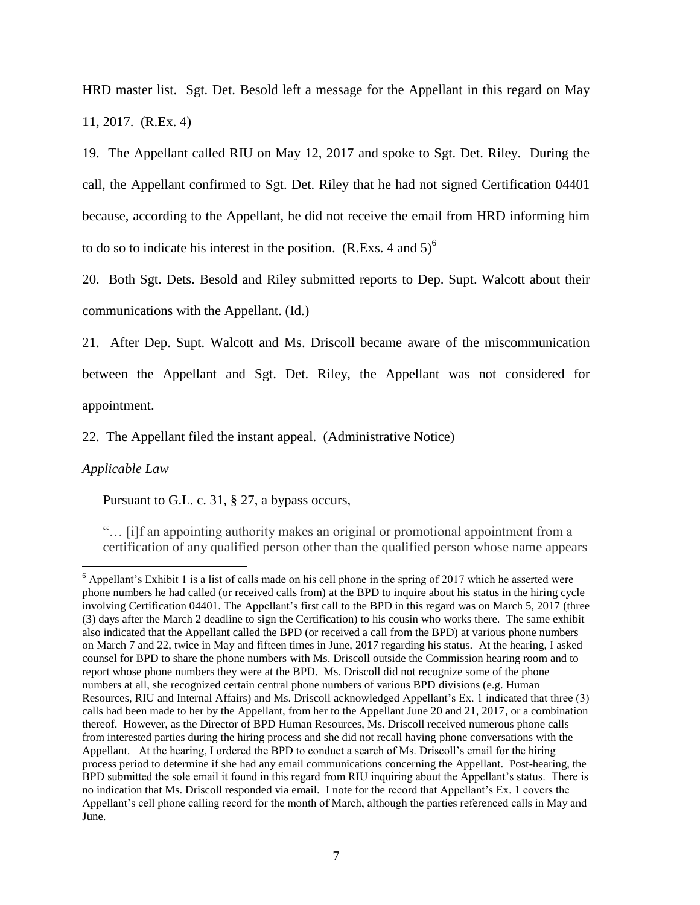HRD master list. Sgt. Det. Besold left a message for the Appellant in this regard on May 11, 2017. (R.Ex. 4)

19. The Appellant called RIU on May 12, 2017 and spoke to Sgt. Det. Riley. During the call, the Appellant confirmed to Sgt. Det. Riley that he had not signed Certification 04401 because, according to the Appellant, he did not receive the email from HRD informing him to do so to indicate his interest in the position. (R.Exs. 4 and 5)[6]

20. Both Sgt. Dets. Besold and Riley submitted reports to Dep. Supt. Walcott about their communications with the Appellant. (Id.)

21. After Dep. Supt. Walcott and Ms. Driscoll became aware of the miscommunication between the Appellant and Sgt. Det. Riley, the Appellant was not considered for appointment.

22. The Appellant filed the instant appeal. (Administrative Notice)

*Applicable Law*

Pursuant to G.L. c. 31, § 27, a bypass occurs,

> "… [i]f an appointing authority makes an original or promotional appointment from a certification of any qualified person other than the qualified person whose name appears

---

[6] Appellant's Exhibit 1 is a list of calls made on his cell phone in the spring of 2017 which he asserted were phone numbers he had called (or received calls from) at the BPD to inquire about his status in the hiring cycle involving Certification 04401. The Appellant's first call to the BPD in this regard was on March 5, 2017 (three (3) days after the March 2 deadline to sign the Certification) to his cousin who works there. The same exhibit also indicated that the Appellant called the BPD (or received a call from the BPD) at various phone numbers on March 7 and 22, twice in May and fifteen times in June, 2017 regarding his status. At the hearing, I asked counsel for BPD to share the phone numbers with Ms. Driscoll outside the Commission hearing room and to report whose phone numbers they were at the BPD. Ms. Driscoll did not recognize some of the phone numbers at all, she recognized certain central phone numbers of various BPD divisions (e.g. Human Resources, RIU and Internal Affairs) and Ms. Driscoll acknowledged Appellant's Ex. 1 indicated that three (3) calls had been made to her by the Appellant, from her to the Appellant June 20 and 21, 2017, or a combination thereof. However, as the Director of BPD Human Resources, Ms. Driscoll received numerous phone calls from interested parties during the hiring process and she did not recall having phone conversations with the Appellant. At the hearing, I ordered the BPD to conduct a search of Ms. Driscoll's email for the hiring process period to determine if she had any email communications concerning the Appellant. Post-hearing, the BPD submitted the sole email it found in this regard from RIU inquiring about the Appellant's status. There is no indication that Ms. Driscoll responded via email. I note for the record that Appellant's Ex. 1 covers the Appellant's cell phone calling record for the month of March, although the parties referenced calls in May and June.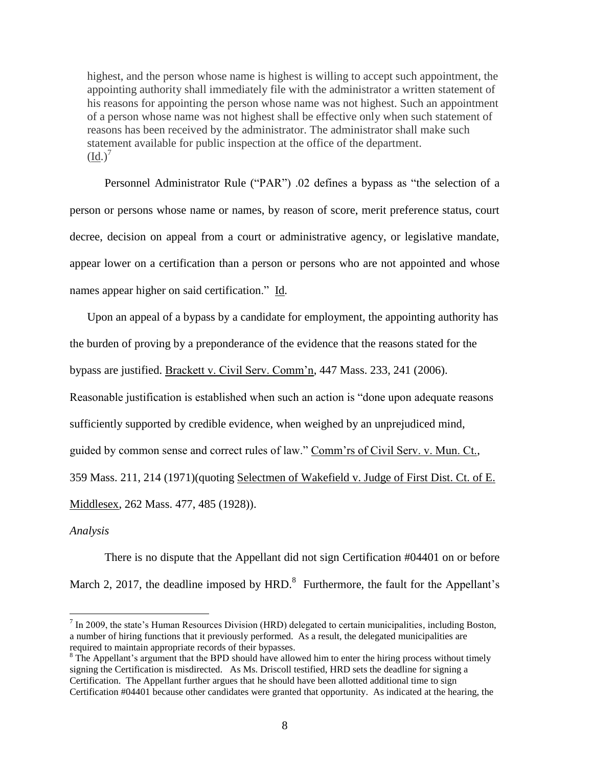> highest, and the person whose name is highest is willing to accept such appointment, the appointing authority shall immediately file with the administrator a written statement of his reasons for appointing the person whose name was not highest. Such an appointment of a person whose name was not highest shall be effective only when such statement of reasons has been received by the administrator. The administrator shall make such statement available for public inspection at the office of the department. (Id.)[7]

Personnel Administrator Rule ("PAR") .02 defines a bypass as "the selection of a person or persons whose name or names, by reason of score, merit preference status, court decree, decision on appeal from a court or administrative agency, or legislative mandate, appear lower on a certification than a person or persons who are not appointed and whose names appear higher on said certification." Id.

Upon an appeal of a bypass by a candidate for employment, the appointing authority has the burden of proving by a preponderance of the evidence that the reasons stated for the bypass are justified. Brackett v. Civil Serv. Comm'n, 447 Mass. 233, 241 (2006). Reasonable justification is established when such an action is "done upon adequate reasons sufficiently supported by credible evidence, when weighed by an unprejudiced mind, guided by common sense and correct rules of law." Comm'rs of Civil Serv. v. Mun. Ct., 359 Mass. 211, 214 (1971)(quoting Selectmen of Wakefield v. Judge of First Dist. Ct. of E. Middlesex, 262 Mass. 477, 485 (1928)).

*Analysis*

There is no dispute that the Appellant did not sign Certification #04401 on or before March 2, 2017, the deadline imposed by HRD.[8] Furthermore, the fault for the Appellant's

---

[7] In 2009, the state's Human Resources Division (HRD) delegated to certain municipalities, including Boston, a number of hiring functions that it previously performed. As a result, the delegated municipalities are required to maintain appropriate records of their bypasses.

[8] The Appellant's argument that the BPD should have allowed him to enter the hiring process without timely signing the Certification is misdirected. As Ms. Driscoll testified, HRD sets the deadline for signing a Certification. The Appellant further argues that he should have been allotted additional time to sign Certification #04401 because other candidates were granted that opportunity. As indicated at the hearing, the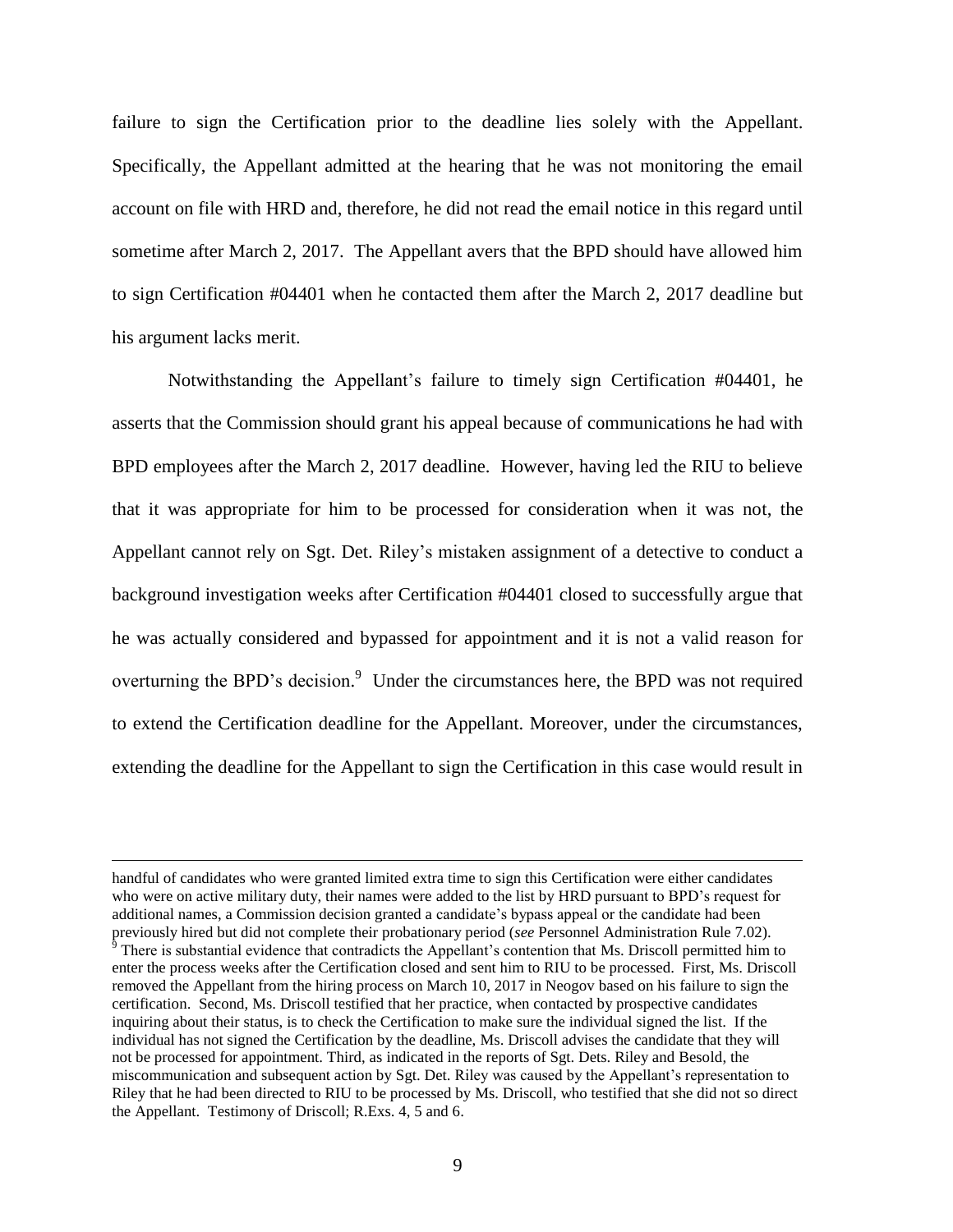failure to sign the Certification prior to the deadline lies solely with the Appellant. Specifically, the Appellant admitted at the hearing that he was not monitoring the email account on file with HRD and, therefore, he did not read the email notice in this regard until sometime after March 2, 2017. The Appellant avers that the BPD should have allowed him to sign Certification #04401 when he contacted them after the March 2, 2017 deadline but his argument lacks merit.

Notwithstanding the Appellant's failure to timely sign Certification #04401, he asserts that the Commission should grant his appeal because of communications he had with BPD employees after the March 2, 2017 deadline. However, having led the RIU to believe that it was appropriate for him to be processed for consideration when it was not, the Appellant cannot rely on Sgt. Det. Riley's mistaken assignment of a detective to conduct a background investigation weeks after Certification #04401 closed to successfully argue that he was actually considered and bypassed for appointment and it is not a valid reason for overturning the BPD's decision.[9] Under the circumstances here, the BPD was not required to extend the Certification deadline for the Appellant. Moreover, under the circumstances, extending the deadline for the Appellant to sign the Certification in this case would result in

---

handful of candidates who were granted limited extra time to sign this Certification were either candidates who were on active military duty, their names were added to the list by HRD pursuant to BPD's request for additional names, a Commission decision granted a candidate's bypass appeal or the candidate had been previously hired but did not complete their probationary period (*see* Personnel Administration Rule 7.02).

[9] There is substantial evidence that contradicts the Appellant's contention that Ms. Driscoll permitted him to enter the process weeks after the Certification closed and sent him to RIU to be processed. First, Ms. Driscoll removed the Appellant from the hiring process on March 10, 2017 in Neogov based on his failure to sign the certification. Second, Ms. Driscoll testified that her practice, when contacted by prospective candidates inquiring about their status, is to check the Certification to make sure the individual signed the list. If the individual has not signed the Certification by the deadline, Ms. Driscoll advises the candidate that they will not be processed for appointment. Third, as indicated in the reports of Sgt. Dets. Riley and Besold, the miscommunication and subsequent action by Sgt. Det. Riley was caused by the Appellant's representation to Riley that he had been directed to RIU to be processed by Ms. Driscoll, who testified that she did not so direct the Appellant. Testimony of Driscoll; R.Exs. 4, 5 and 6.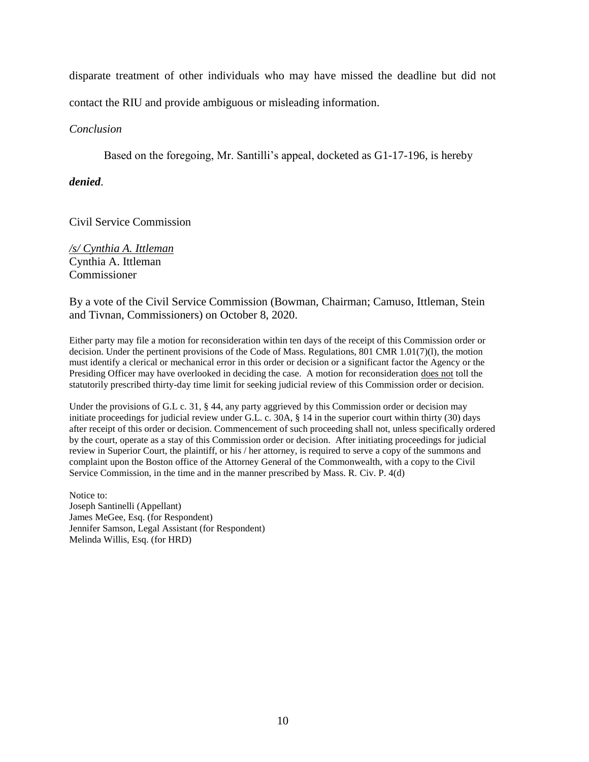disparate treatment of other individuals who may have missed the deadline but did not contact the RIU and provide ambiguous or misleading information.

*Conclusion*

Based on the foregoing, Mr. Santilli's appeal, docketed as G1-17-196, is hereby ***denied***.

Civil Service Commission

*/s/ Cynthia A. Ittleman*
Cynthia A. Ittleman
Commissioner

By a vote of the Civil Service Commission (Bowman, Chairman; Camuso, Ittleman, Stein and Tivnan, Commissioners) on October 8, 2020.

Either party may file a motion for reconsideration within ten days of the receipt of this Commission order or decision. Under the pertinent provisions of the Code of Mass. Regulations, 801 CMR 1.01(7)(l), the motion must identify a clerical or mechanical error in this order or decision or a significant factor the Agency or the Presiding Officer may have overlooked in deciding the case. A motion for reconsideration does not toll the statutorily prescribed thirty-day time limit for seeking judicial review of this Commission order or decision.

Under the provisions of G.L c. 31, § 44, any party aggrieved by this Commission order or decision may initiate proceedings for judicial review under G.L. c. 30A, § 14 in the superior court within thirty (30) days after receipt of this order or decision. Commencement of such proceeding shall not, unless specifically ordered by the court, operate as a stay of this Commission order or decision. After initiating proceedings for judicial review in Superior Court, the plaintiff, or his / her attorney, is required to serve a copy of the summons and complaint upon the Boston office of the Attorney General of the Commonwealth, with a copy to the Civil Service Commission, in the time and in the manner prescribed by Mass. R. Civ. P. 4(d)

Notice to:
Joseph Santinelli (Appellant)
James MeGee, Esq. (for Respondent)
Jennifer Samson, Legal Assistant (for Respondent)
Melinda Willis, Esq. (for HRD)